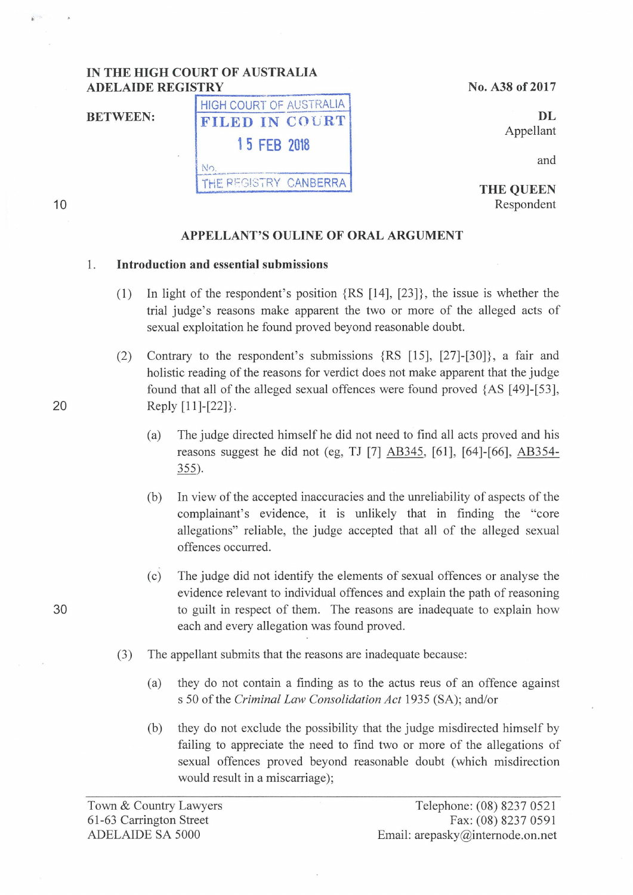IN THE HIGH COURT OF AUSTRALIA
ADELAIDE REGISTRY

No. A38 of 2017

HIGH COURT OF AUSTRALIA
FILED IN COURT
15 FEB 2018
No.
THE REGISTRY CANBERRA

BETWEEN:

**DL**
Appellant

and

**THE QUEEN**
Respondent

## APPELLANT'S OULINE OF ORAL ARGUMENT

### 1. Introduction and essential submissions

(1) In light of the respondent's position {RS [14], [23]}, the issue is whether the trial judge's reasons make apparent the two or more of the alleged acts of sexual exploitation he found proved beyond reasonable doubt.

(2) Contrary to the respondent's submissions {RS [15], [27]-[30]}, a fair and holistic reading of the reasons for verdict does not make apparent that the judge found that all of the alleged sexual offences were found proved {AS [49]-[53], Reply [11]-[22]}.

(a) The judge directed himself he did not need to find all acts proved and his reasons suggest he did not (eg, TJ [7] AB345, [61], [64]-[66], AB354-355).

(b) In view of the accepted inaccuracies and the unreliability of aspects of the complainant's evidence, it is unlikely that in finding the "core allegations" reliable, the judge accepted that all of the alleged sexual offences occurred.

(c) The judge did not identify the elements of sexual offences or analyse the evidence relevant to individual offences and explain the path of reasoning to guilt in respect of them. The reasons are inadequate to explain how each and every allegation was found proved.

(3) The appellant submits that the reasons are inadequate because:

(a) they do not contain a finding as to the actus reus of an offence against s 50 of the *Criminal Law Consolidation Act* 1935 (SA); and/or

(b) they do not exclude the possibility that the judge misdirected himself by failing to appreciate the need to find two or more of the allegations of sexual offences proved beyond reasonable doubt (which misdirection would result in a miscarriage);

Town & Country Lawyers
61-63 Carrington Street
ADELAIDE SA 5000

Telephone: (08) 8237 0521
Fax: (08) 8237 0591
Email: arepasky@internode.on.net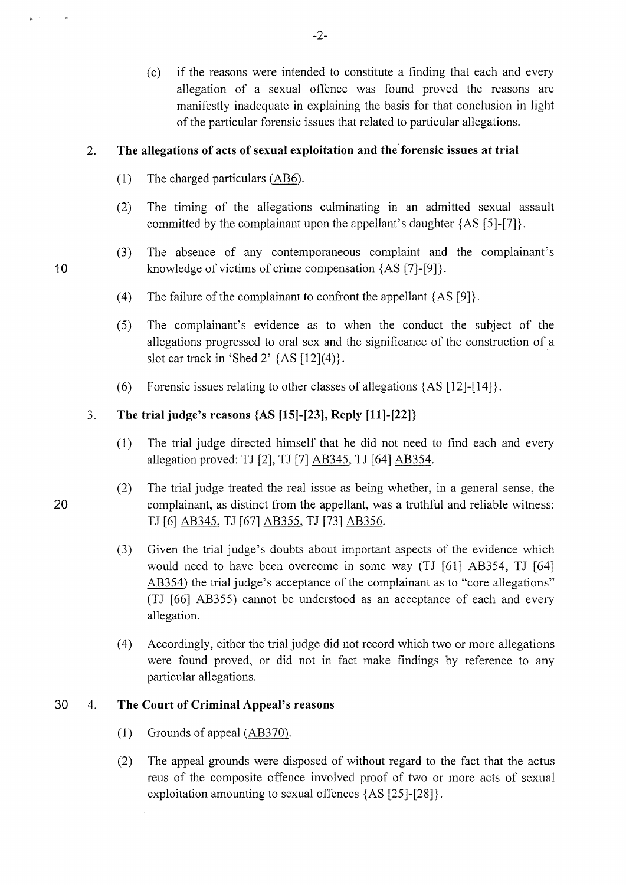(c) if the reasons were intended to constitute a finding that each and every allegation of a sexual offence was found proved the reasons are manifestly inadequate in explaining the basis for that conclusion in light of the particular forensic issues that related to particular allegations.

2. **The allegations of acts of sexual exploitation and the forensic issues at trial**

   (1) The charged particulars (AB6).

   (2) The timing of the allegations culminating in an admitted sexual assault committed by the complainant upon the appellant's daughter {AS [5]-[7]}.

   (3) The absence of any contemporaneous complaint and the complainant's knowledge of victims of crime compensation {AS [7]-[9]}.

   (4) The failure of the complainant to confront the appellant {AS [9]}.

   (5) The complainant's evidence as to when the conduct the subject of the allegations progressed to oral sex and the significance of the construction of a slot car track in 'Shed 2' {AS [12](4)}.

   (6) Forensic issues relating to other classes of allegations {AS [12]-[14]}.

3. **The trial judge's reasons {AS [15]-[23], Reply [11]-[22]}**

   (1) The trial judge directed himself that he did not need to find each and every allegation proved: TJ [2], TJ [7] AB345, TJ [64] AB354.

   (2) The trial judge treated the real issue as being whether, in a general sense, the complainant, as distinct from the appellant, was a truthful and reliable witness: TJ [6] AB345, TJ [67] AB355, TJ [73] AB356.

   (3) Given the trial judge's doubts about important aspects of the evidence which would need to have been overcome in some way (TJ [61] AB354, TJ [64] AB354) the trial judge's acceptance of the complainant as to "core allegations" (TJ [66] AB355) cannot be understood as an acceptance of each and every allegation.

   (4) Accordingly, either the trial judge did not record which two or more allegations were found proved, or did not in fact make findings by reference to any particular allegations.

4. **The Court of Criminal Appeal's reasons**

   (1) Grounds of appeal (AB370).

   (2) The appeal grounds were disposed of without regard to the fact that the actus reus of the composite offence involved proof of two or more acts of sexual exploitation amounting to sexual offences {AS [25]-[28]}.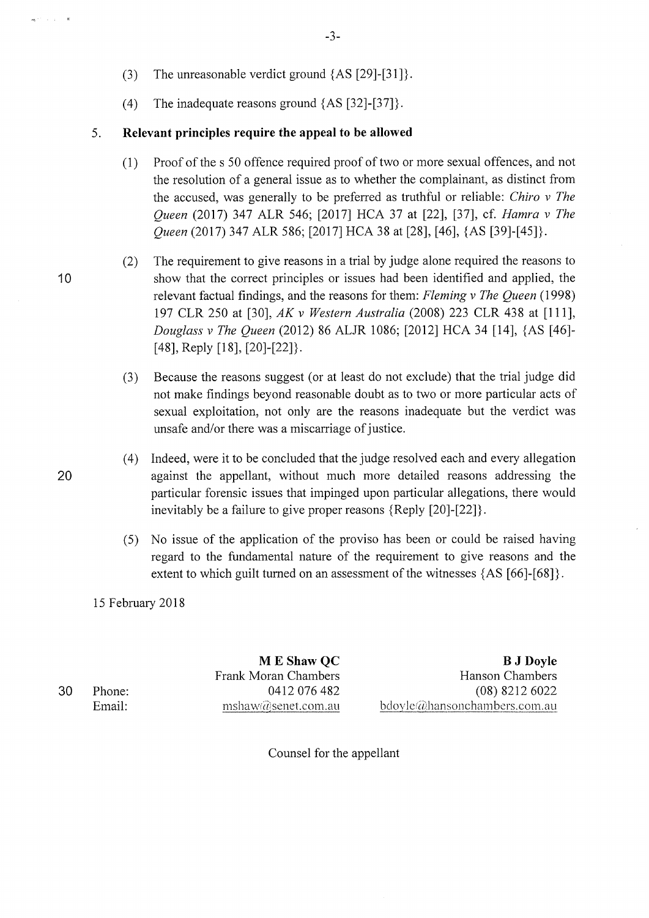(3) The unreasonable verdict ground {AS [29]-[31]}.

(4) The inadequate reasons ground {AS [32]-[37]}.

5. **Relevant principles require the appeal to be allowed**

(1) Proof of the s 50 offence required proof of two or more sexual offences, and not the resolution of a general issue as to whether the complainant, as distinct from the accused, was generally to be preferred as truthful or reliable: *Chiro v The Queen* (2017) 347 ALR 546; [2017] HCA 37 at [22], [37], cf. *Hamra v The Queen* (2017) 347 ALR 586; [2017] HCA 38 at [28], [46], {AS [39]-[45]}.

(2) The requirement to give reasons in a trial by judge alone required the reasons to show that the correct principles or issues had been identified and applied, the relevant factual findings, and the reasons for them: *Fleming v The Queen* (1998) 197 CLR 250 at [30], *AK v Western Australia* (2008) 223 CLR 438 at [111], *Douglass v The Queen* (2012) 86 ALJR 1086; [2012] HCA 34 [14], {AS [46]-[48], Reply [18], [20]-[22]}.

(3) Because the reasons suggest (or at least do not exclude) that the trial judge did not make findings beyond reasonable doubt as to two or more particular acts of sexual exploitation, not only are the reasons inadequate but the verdict was unsafe and/or there was a miscarriage of justice.

(4) Indeed, were it to be concluded that the judge resolved each and every allegation against the appellant, without much more detailed reasons addressing the particular forensic issues that impinged upon particular allegations, there would inevitably be a failure to give proper reasons {Reply [20]-[22]}.

(5) No issue of the application of the proviso has been or could be raised having regard to the fundamental nature of the requirement to give reasons and the extent to which guilt turned on an assessment of the witnesses {AS [66]-[68]}.

15 February 2018

| | **M E Shaw QC** | **B J Doyle** |
|---|---|---|
| | Frank Moran Chambers | Hanson Chambers |
| Phone: | 0412 076 482 | (08) 8212 6022 |
| Email: | mshaw@senet.com.au | bdoyle@hansonchambers.com.au |

Counsel for the appellant